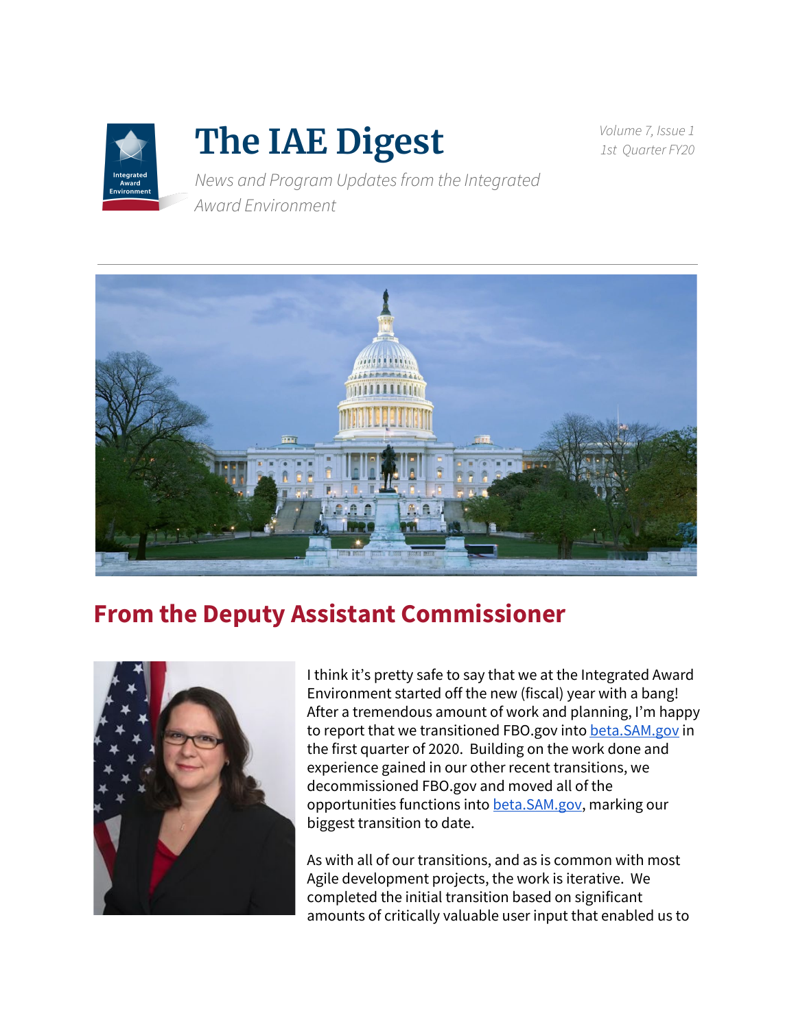# The IAE Digest

*News and Program Updates from the Integrated Award Environment*

*Volume 7, Issue 1*
*1st Quarter FY20*

## From the Deputy Assistant Commissioner

I think it's pretty safe to say that we at the Integrated Award Environment started off the new (fiscal) year with a bang! After a tremendous amount of work and planning, I'm happy to report that we transitioned FBO.gov into beta.SAM.gov in the first quarter of 2020. Building on the work done and experience gained in our other recent transitions, we decommissioned FBO.gov and moved all of the opportunities functions into beta.SAM.gov, marking our biggest transition to date.

As with all of our transitions, and as is common with most Agile development projects, the work is iterative. We completed the initial transition based on significant amounts of critically valuable user input that enabled us to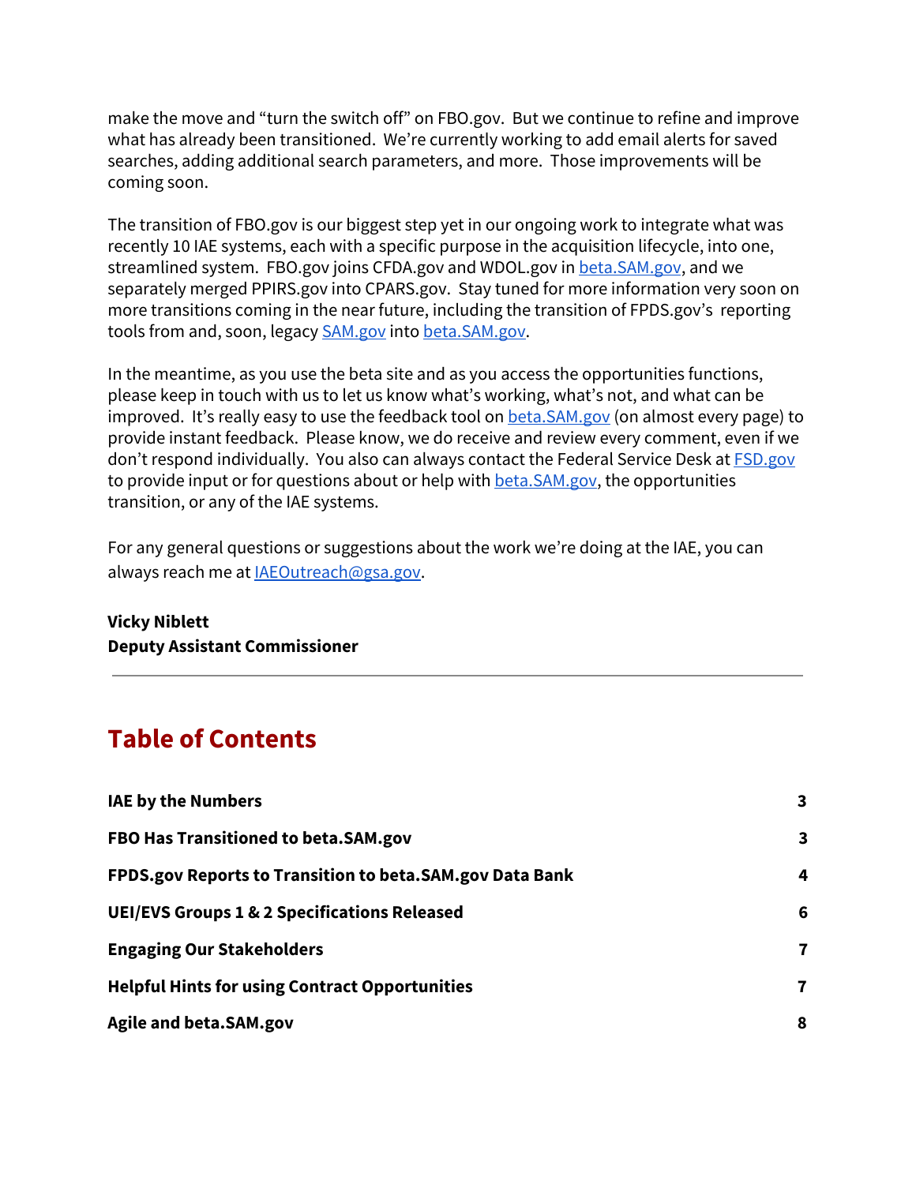make the move and "turn the switch off" on FBO.gov. But we continue to refine and improve what has already been transitioned. We're currently working to add email alerts for saved searches, adding additional search parameters, and more. Those improvements will be coming soon.

The transition of FBO.gov is our biggest step yet in our ongoing work to integrate what was recently 10 IAE systems, each with a specific purpose in the acquisition lifecycle, into one, streamlined system. FBO.gov joins CFDA.gov and WDOL.gov in beta.SAM.gov, and we separately merged PPIRS.gov into CPARS.gov. Stay tuned for more information very soon on more transitions coming in the near future, including the transition of FPDS.gov's reporting tools from and, soon, legacy SAM.gov into beta.SAM.gov.

In the meantime, as you use the beta site and as you access the opportunities functions, please keep in touch with us to let us know what's working, what's not, and what can be improved. It's really easy to use the feedback tool on beta.SAM.gov (on almost every page) to provide instant feedback. Please know, we do receive and review every comment, even if we don't respond individually. You also can always contact the Federal Service Desk at FSD.gov to provide input or for questions about or help with beta.SAM.gov, the opportunities transition, or any of the IAE systems.

For any general questions or suggestions about the work we're doing at the IAE, you can always reach me at IAEOutreach@gsa.gov.

**Vicky Niblett**
**Deputy Assistant Commissioner**

---

## Table of Contents

| | |
|---|---|
| **IAE by the Numbers** | **3** |
| **FBO Has Transitioned to beta.SAM.gov** | **3** |
| **FPDS.gov Reports to Transition to beta.SAM.gov Data Bank** | **4** |
| **UEI/EVS Groups 1 & 2 Specifications Released** | **6** |
| **Engaging Our Stakeholders** | **7** |
| **Helpful Hints for using Contract Opportunities** | **7** |
| **Agile and beta.SAM.gov** | **8** |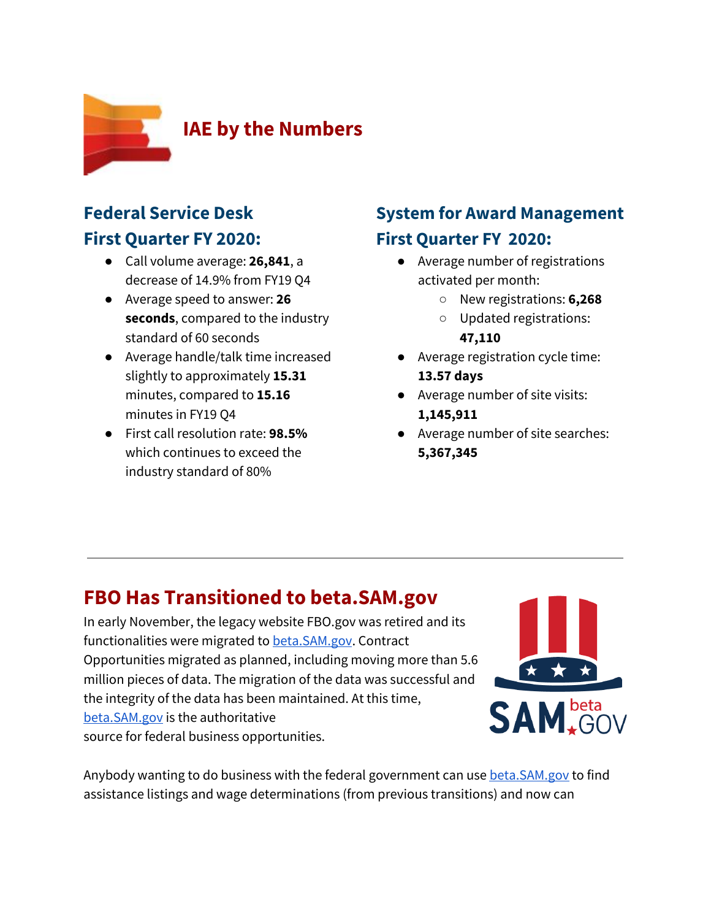# IAE by the Numbers

## Federal Service Desk First Quarter FY 2020:

- Call volume average: **26,841**, a decrease of 14.9% from FY19 Q4
- Average speed to answer: **26 seconds**, compared to the industry standard of 60 seconds
- Average handle/talk time increased slightly to approximately **15.31** minutes, compared to **15.16** minutes in FY19 Q4
- First call resolution rate: **98.5%** which continues to exceed the industry standard of 80%

## System for Award Management First Quarter FY 2020:

- Average number of registrations activated per month:
  - New registrations: **6,268**
  - Updated registrations: **47,110**
- Average registration cycle time: **13.57 days**
- Average number of site visits: **1,145,911**
- Average number of site searches: **5,367,345**

---

## FBO Has Transitioned to beta.SAM.gov

In early November, the legacy website FBO.gov was retired and its functionalities were migrated to beta.SAM.gov. Contract Opportunities migrated as planned, including moving more than 5.6 million pieces of data. The migration of the data was successful and the integrity of the data has been maintained. At this time, beta.SAM.gov is the authoritative source for federal business opportunities.

Anybody wanting to do business with the federal government can use beta.SAM.gov to find assistance listings and wage determinations (from previous transitions) and now can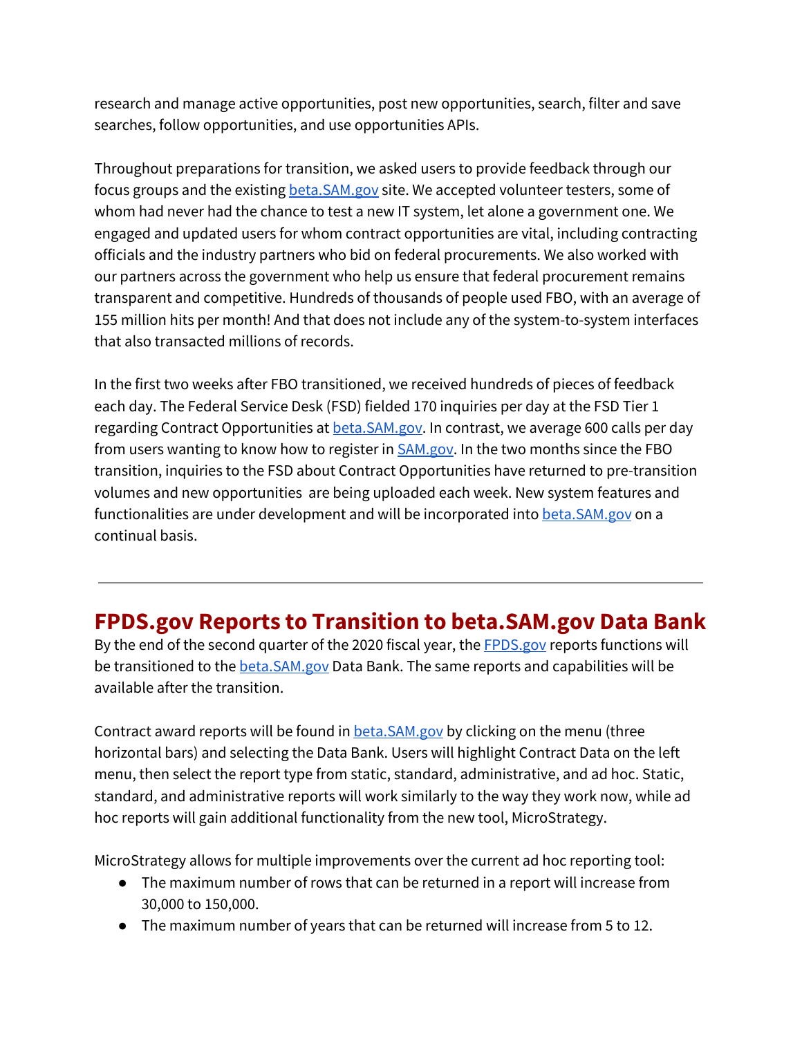research and manage active opportunities, post new opportunities, search, filter and save searches, follow opportunities, and use opportunities APIs.

Throughout preparations for transition, we asked users to provide feedback through our focus groups and the existing beta.SAM.gov site. We accepted volunteer testers, some of whom had never had the chance to test a new IT system, let alone a government one. We engaged and updated users for whom contract opportunities are vital, including contracting officials and the industry partners who bid on federal procurements. We also worked with our partners across the government who help us ensure that federal procurement remains transparent and competitive. Hundreds of thousands of people used FBO, with an average of 155 million hits per month! And that does not include any of the system-to-system interfaces that also transacted millions of records.

In the first two weeks after FBO transitioned, we received hundreds of pieces of feedback each day. The Federal Service Desk (FSD) fielded 170 inquiries per day at the FSD Tier 1 regarding Contract Opportunities at beta.SAM.gov. In contrast, we average 600 calls per day from users wanting to know how to register in SAM.gov. In the two months since the FBO transition, inquiries to the FSD about Contract Opportunities have returned to pre-transition volumes and new opportunities are being uploaded each week. New system features and functionalities are under development and will be incorporated into beta.SAM.gov on a continual basis.

---

## FPDS.gov Reports to Transition to beta.SAM.gov Data Bank

By the end of the second quarter of the 2020 fiscal year, the FPDS.gov reports functions will be transitioned to the beta.SAM.gov Data Bank. The same reports and capabilities will be available after the transition.

Contract award reports will be found in beta.SAM.gov by clicking on the menu (three horizontal bars) and selecting the Data Bank. Users will highlight Contract Data on the left menu, then select the report type from static, standard, administrative, and ad hoc. Static, standard, and administrative reports will work similarly to the way they work now, while ad hoc reports will gain additional functionality from the new tool, MicroStrategy.

MicroStrategy allows for multiple improvements over the current ad hoc reporting tool:

- The maximum number of rows that can be returned in a report will increase from 30,000 to 150,000.
- The maximum number of years that can be returned will increase from 5 to 12.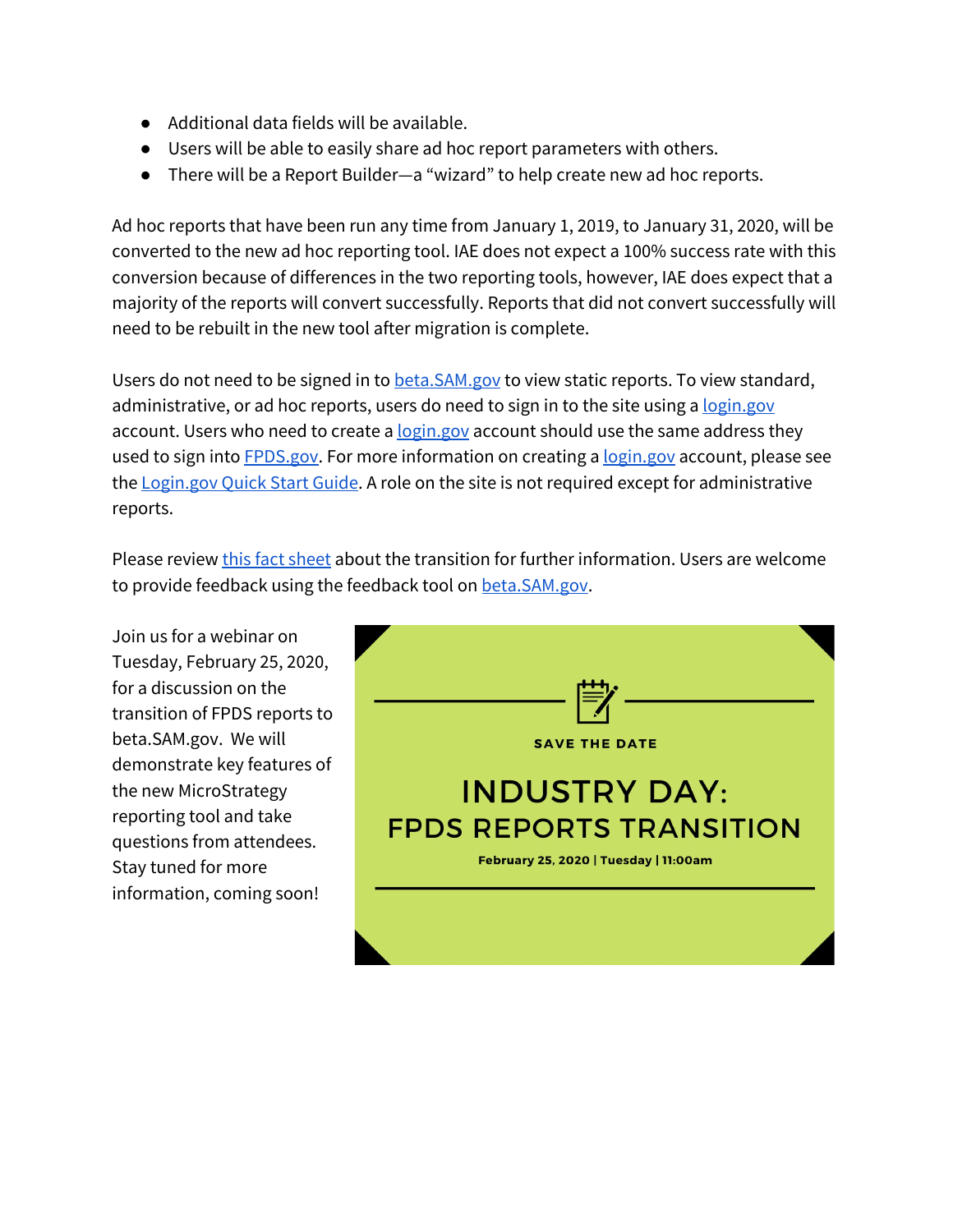- Additional data fields will be available.
- Users will be able to easily share ad hoc report parameters with others.
- There will be a Report Builder—a "wizard" to help create new ad hoc reports.

Ad hoc reports that have been run any time from January 1, 2019, to January 31, 2020, will be converted to the new ad hoc reporting tool. IAE does not expect a 100% success rate with this conversion because of differences in the two reporting tools, however, IAE does expect that a majority of the reports will convert successfully. Reports that did not convert successfully will need to be rebuilt in the new tool after migration is complete.

Users do not need to be signed in to beta.SAM.gov to view static reports. To view standard, administrative, or ad hoc reports, users do need to sign in to the site using a login.gov account. Users who need to create a login.gov account should use the same address they used to sign into FPDS.gov. For more information on creating a login.gov account, please see the Login.gov Quick Start Guide. A role on the site is not required except for administrative reports.

Please review this fact sheet about the transition for further information. Users are welcome to provide feedback using the feedback tool on beta.SAM.gov.

Join us for a webinar on Tuesday, February 25, 2020, for a discussion on the transition of FPDS reports to beta.SAM.gov. We will demonstrate key features of the new MicroStrategy reporting tool and take questions from attendees. Stay tuned for more information, coming soon!

SAVE THE DATE

**INDUSTRY DAY:**
**FPDS REPORTS TRANSITION**

**February 25, 2020 | Tuesday | 11:00am**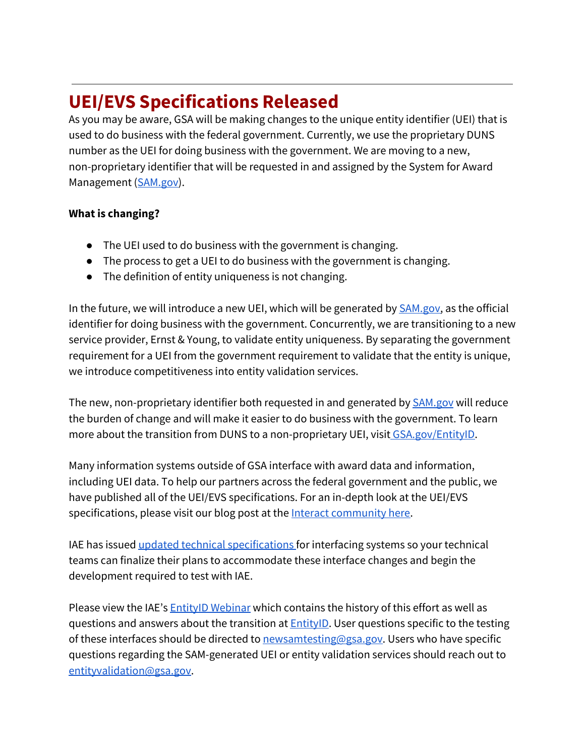---

# UEI/EVS Specifications Released

As you may be aware, GSA will be making changes to the unique entity identifier (UEI) that is used to do business with the federal government. Currently, we use the proprietary DUNS number as the UEI for doing business with the government. We are moving to a new, non-proprietary identifier that will be requested in and assigned by the System for Award Management (SAM.gov).

**What is changing?**

- The UEI used to do business with the government is changing.
- The process to get a UEI to do business with the government is changing.
- The definition of entity uniqueness is not changing.

In the future, we will introduce a new UEI, which will be generated by SAM.gov, as the official identifier for doing business with the government. Concurrently, we are transitioning to a new service provider, Ernst & Young, to validate entity uniqueness. By separating the government requirement for a UEI from the government requirement to validate that the entity is unique, we introduce competitiveness into entity validation services.

The new, non-proprietary identifier both requested in and generated by SAM.gov will reduce the burden of change and will make it easier to do business with the government. To learn more about the transition from DUNS to a non-proprietary UEI, visit GSA.gov/EntityID.

Many information systems outside of GSA interface with award data and information, including UEI data. To help our partners across the federal government and the public, we have published all of the UEI/EVS specifications. For an in-depth look at the UEI/EVS specifications, please visit our blog post at the Interact community here.

IAE has issued updated technical specifications for interfacing systems so your technical teams can finalize their plans to accommodate these interface changes and begin the development required to test with IAE.

Please view the IAE's EntityID Webinar which contains the history of this effort as well as questions and answers about the transition at EntityID. User questions specific to the testing of these interfaces should be directed to newsamtesting@gsa.gov. Users who have specific questions regarding the SAM-generated UEI or entity validation services should reach out to entityvalidation@gsa.gov.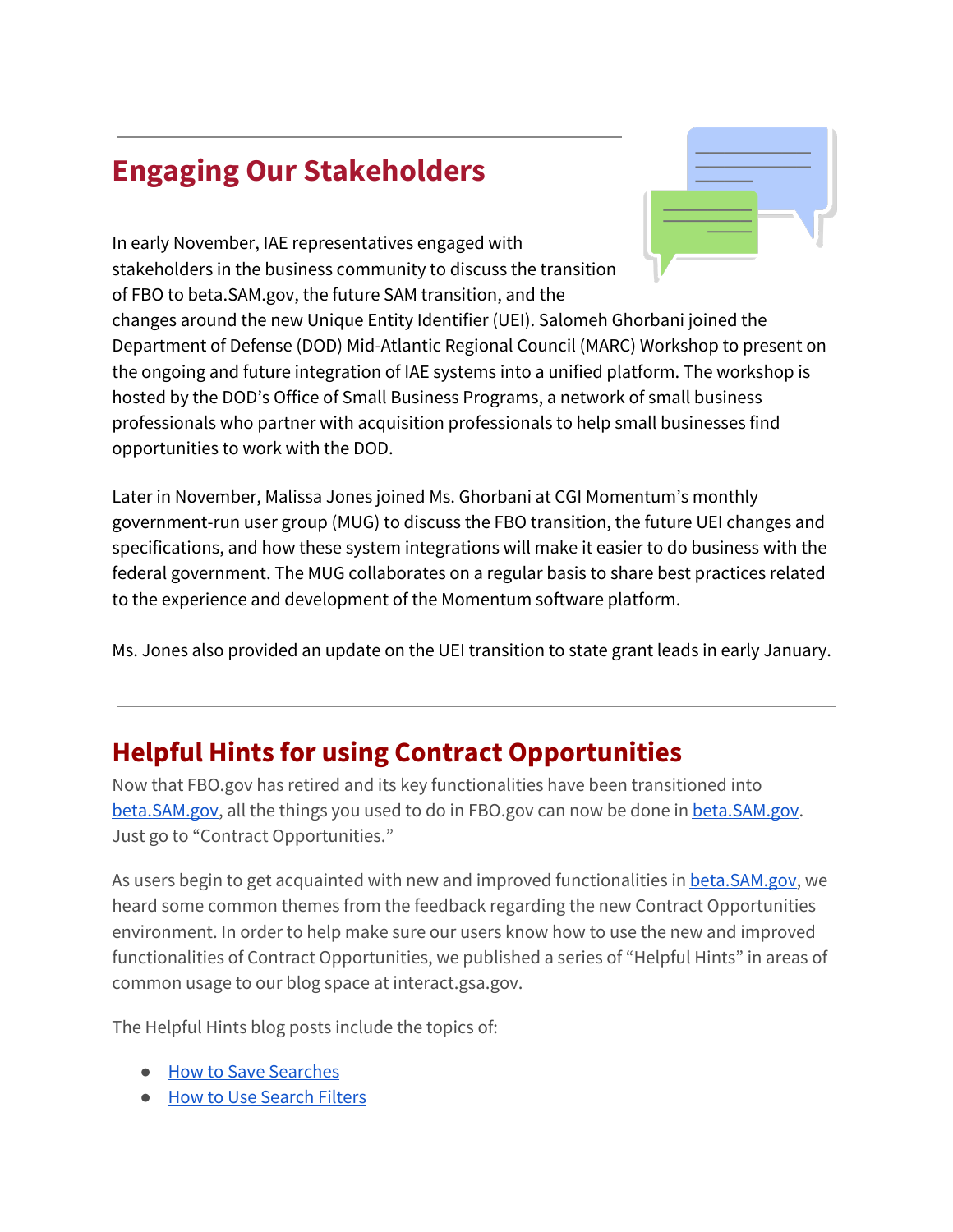## Engaging Our Stakeholders

In early November, IAE representatives engaged with stakeholders in the business community to discuss the transition of FBO to beta.SAM.gov, the future SAM transition, and the changes around the new Unique Entity Identifier (UEI). Salomeh Ghorbani joined the Department of Defense (DOD) Mid-Atlantic Regional Council (MARC) Workshop to present on the ongoing and future integration of IAE systems into a unified platform. The workshop is hosted by the DOD's Office of Small Business Programs, a network of small business professionals who partner with acquisition professionals to help small businesses find opportunities to work with the DOD.

Later in November, Malissa Jones joined Ms. Ghorbani at CGI Momentum's monthly government-run user group (MUG) to discuss the FBO transition, the future UEI changes and specifications, and how these system integrations will make it easier to do business with the federal government. The MUG collaborates on a regular basis to share best practices related to the experience and development of the Momentum software platform.

Ms. Jones also provided an update on the UEI transition to state grant leads in early January.

## Helpful Hints for using Contract Opportunities

Now that FBO.gov has retired and its key functionalities have been transitioned into beta.SAM.gov, all the things you used to do in FBO.gov can now be done in beta.SAM.gov. Just go to "Contract Opportunities."

As users begin to get acquainted with new and improved functionalities in beta.SAM.gov, we heard some common themes from the feedback regarding the new Contract Opportunities environment. In order to help make sure our users know how to use the new and improved functionalities of Contract Opportunities, we published a series of "Helpful Hints" in areas of common usage to our blog space at interact.gsa.gov.

The Helpful Hints blog posts include the topics of:

- How to Save Searches
- How to Use Search Filters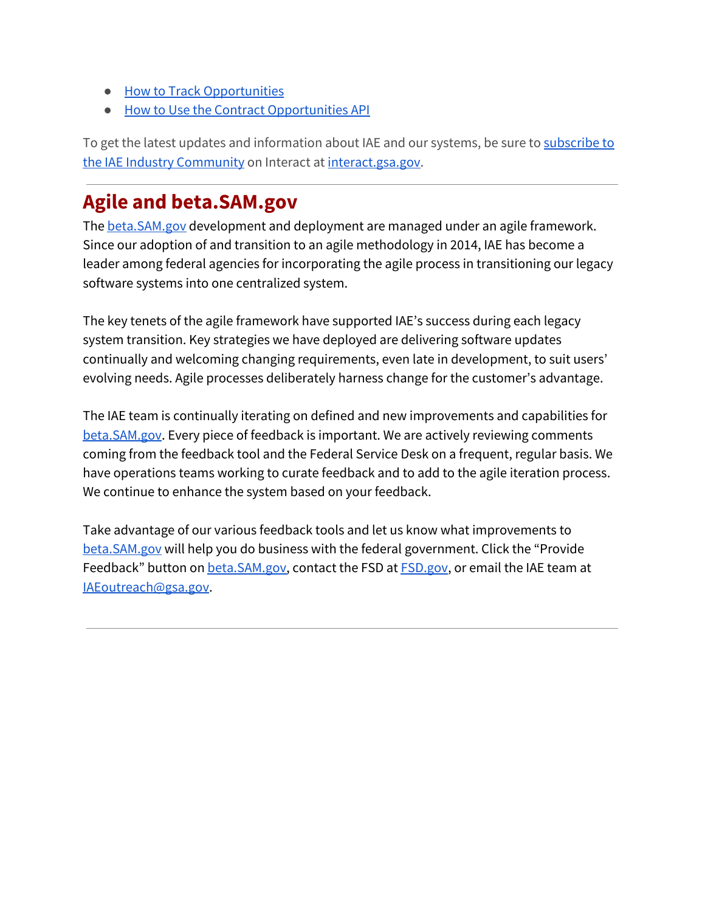- [How to Track Opportunities]
- [How to Use the Contract Opportunities API]

To get the latest updates and information about IAE and our systems, be sure to subscribe to the IAE Industry Community on Interact at interact.gsa.gov.

---

## Agile and beta.SAM.gov

The beta.SAM.gov development and deployment are managed under an agile framework. Since our adoption of and transition to an agile methodology in 2014, IAE has become a leader among federal agencies for incorporating the agile process in transitioning our legacy software systems into one centralized system.

The key tenets of the agile framework have supported IAE's success during each legacy system transition. Key strategies we have deployed are delivering software updates continually and welcoming changing requirements, even late in development, to suit users' evolving needs. Agile processes deliberately harness change for the customer's advantage.

The IAE team is continually iterating on defined and new improvements and capabilities for beta.SAM.gov. Every piece of feedback is important. We are actively reviewing comments coming from the feedback tool and the Federal Service Desk on a frequent, regular basis. We have operations teams working to curate feedback and to add to the agile iteration process. We continue to enhance the system based on your feedback.

Take advantage of our various feedback tools and let us know what improvements to beta.SAM.gov will help you do business with the federal government. Click the "Provide Feedback" button on beta.SAM.gov, contact the FSD at FSD.gov, or email the IAE team at IAEoutreach@gsa.gov.

---